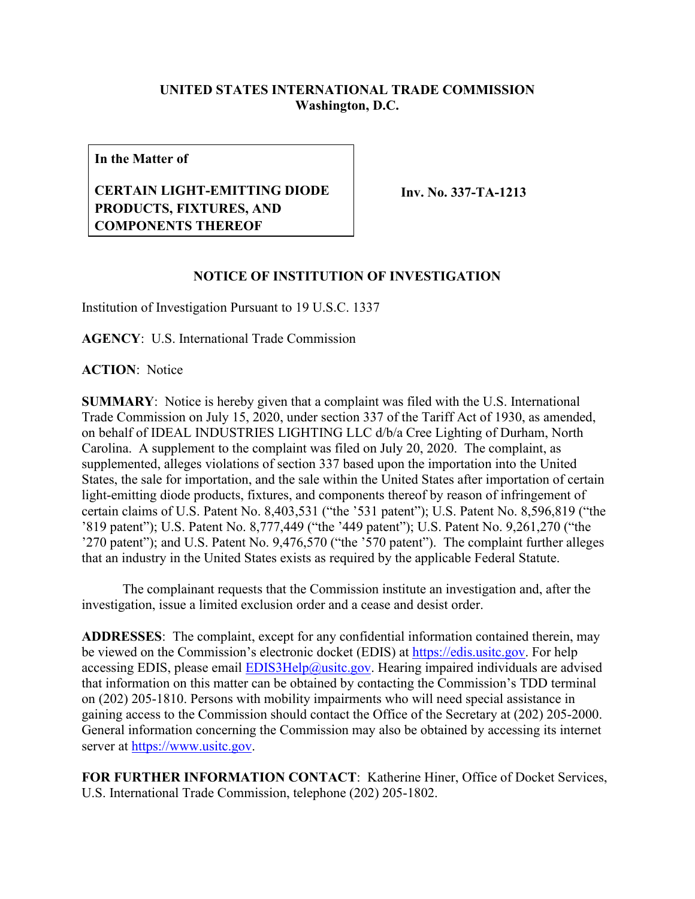**UNITED STATES INTERNATIONAL TRADE COMMISSION**
**Washington, D.C.**

| In the Matter of | |
|---|---|
| **CERTAIN LIGHT-EMITTING DIODE PRODUCTS, FIXTURES, AND COMPONENTS THEREOF** | **Inv. No. 337-TA-1213** |

## NOTICE OF INSTITUTION OF INVESTIGATION

Institution of Investigation Pursuant to 19 U.S.C. 1337

**AGENCY**: U.S. International Trade Commission

**ACTION**: Notice

**SUMMARY**: Notice is hereby given that a complaint was filed with the U.S. International Trade Commission on July 15, 2020, under section 337 of the Tariff Act of 1930, as amended, on behalf of IDEAL INDUSTRIES LIGHTING LLC d/b/a Cree Lighting of Durham, North Carolina. A supplement to the complaint was filed on July 20, 2020. The complaint, as supplemented, alleges violations of section 337 based upon the importation into the United States, the sale for importation, and the sale within the United States after importation of certain light-emitting diode products, fixtures, and components thereof by reason of infringement of certain claims of U.S. Patent No. 8,403,531 ("the '531 patent"); U.S. Patent No. 8,596,819 ("the '819 patent"); U.S. Patent No. 8,777,449 ("the '449 patent"); U.S. Patent No. 9,261,270 ("the '270 patent"); and U.S. Patent No. 9,476,570 ("the '570 patent"). The complaint further alleges that an industry in the United States exists as required by the applicable Federal Statute.

The complainant requests that the Commission institute an investigation and, after the investigation, issue a limited exclusion order and a cease and desist order.

**ADDRESSES**: The complaint, except for any confidential information contained therein, may be viewed on the Commission's electronic docket (EDIS) at https://edis.usitc.gov. For help accessing EDIS, please email EDIS3Help@usitc.gov. Hearing impaired individuals are advised that information on this matter can be obtained by contacting the Commission's TDD terminal on (202) 205-1810. Persons with mobility impairments who will need special assistance in gaining access to the Commission should contact the Office of the Secretary at (202) 205-2000. General information concerning the Commission may also be obtained by accessing its internet server at https://www.usitc.gov.

**FOR FURTHER INFORMATION CONTACT**: Katherine Hiner, Office of Docket Services, U.S. International Trade Commission, telephone (202) 205-1802.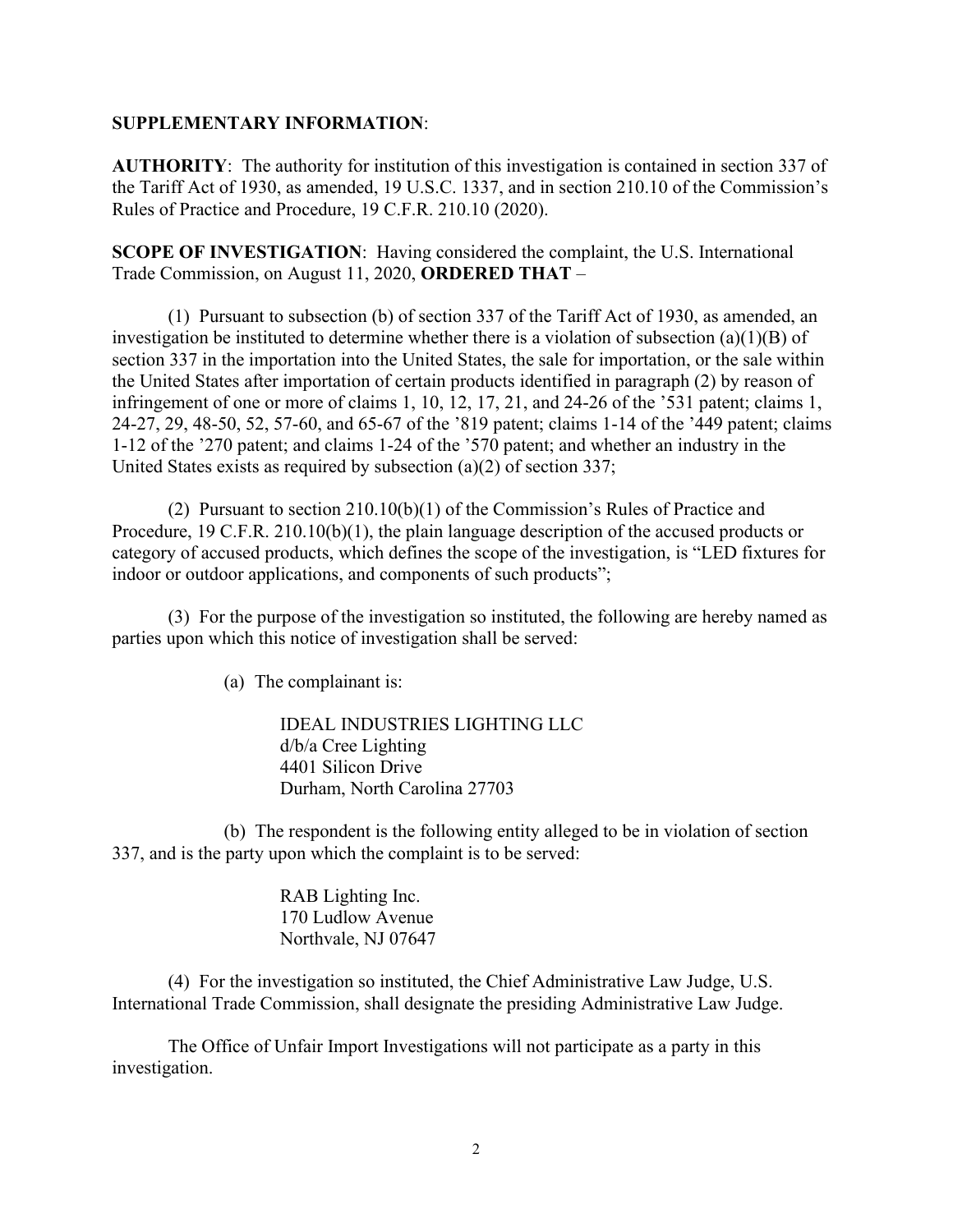**SUPPLEMENTARY INFORMATION**:

**AUTHORITY**: The authority for institution of this investigation is contained in section 337 of the Tariff Act of 1930, as amended, 19 U.S.C. 1337, and in section 210.10 of the Commission's Rules of Practice and Procedure, 19 C.F.R. 210.10 (2020).

**SCOPE OF INVESTIGATION**: Having considered the complaint, the U.S. International Trade Commission, on August 11, 2020, **ORDERED THAT** –

(1) Pursuant to subsection (b) of section 337 of the Tariff Act of 1930, as amended, an investigation be instituted to determine whether there is a violation of subsection (a)(1)(B) of section 337 in the importation into the United States, the sale for importation, or the sale within the United States after importation of certain products identified in paragraph (2) by reason of infringement of one or more of claims 1, 10, 12, 17, 21, and 24-26 of the '531 patent; claims 1, 24-27, 29, 48-50, 52, 57-60, and 65-67 of the '819 patent; claims 1-14 of the '449 patent; claims 1-12 of the '270 patent; and claims 1-24 of the '570 patent; and whether an industry in the United States exists as required by subsection (a)(2) of section 337;

(2) Pursuant to section 210.10(b)(1) of the Commission's Rules of Practice and Procedure, 19 C.F.R. 210.10(b)(1), the plain language description of the accused products or category of accused products, which defines the scope of the investigation, is "LED fixtures for indoor or outdoor applications, and components of such products";

(3) For the purpose of the investigation so instituted, the following are hereby named as parties upon which this notice of investigation shall be served:

(a) The complainant is:

IDEAL INDUSTRIES LIGHTING LLC
d/b/a Cree Lighting
4401 Silicon Drive
Durham, North Carolina 27703

(b) The respondent is the following entity alleged to be in violation of section 337, and is the party upon which the complaint is to be served:

RAB Lighting Inc.
170 Ludlow Avenue
Northvale, NJ 07647

(4) For the investigation so instituted, the Chief Administrative Law Judge, U.S. International Trade Commission, shall designate the presiding Administrative Law Judge.

The Office of Unfair Import Investigations will not participate as a party in this investigation.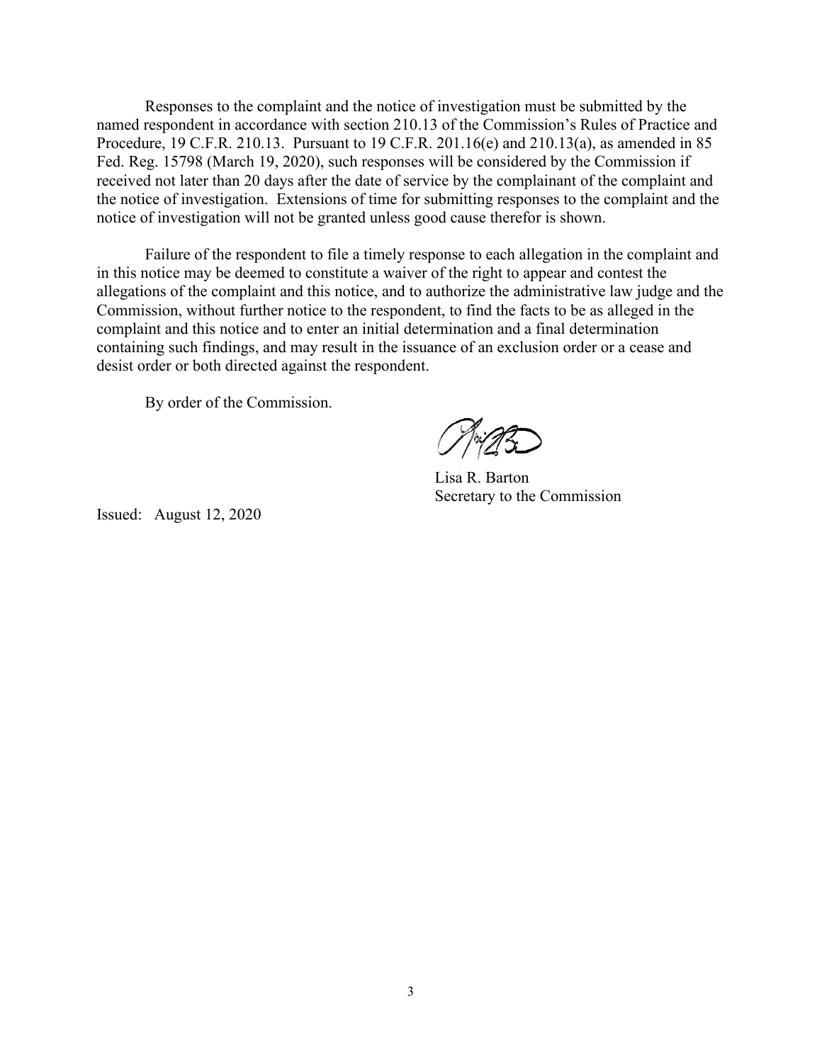Responses to the complaint and the notice of investigation must be submitted by the named respondent in accordance with section 210.13 of the Commission's Rules of Practice and Procedure, 19 C.F.R. 210.13. Pursuant to 19 C.F.R. 201.16(e) and 210.13(a), as amended in 85 Fed. Reg. 15798 (March 19, 2020), such responses will be considered by the Commission if received not later than 20 days after the date of service by the complainant of the complaint and the notice of investigation. Extensions of time for submitting responses to the complaint and the notice of investigation will not be granted unless good cause therefor is shown.

Failure of the respondent to file a timely response to each allegation in the complaint and in this notice may be deemed to constitute a waiver of the right to appear and contest the allegations of the complaint and this notice, and to authorize the administrative law judge and the Commission, without further notice to the respondent, to find the facts to be as alleged in the complaint and this notice and to enter an initial determination and a final determination containing such findings, and may result in the issuance of an exclusion order or a cease and desist order or both directed against the respondent.

By order of the Commission.

Lisa R. Barton
Secretary to the Commission

Issued: August 12, 2020